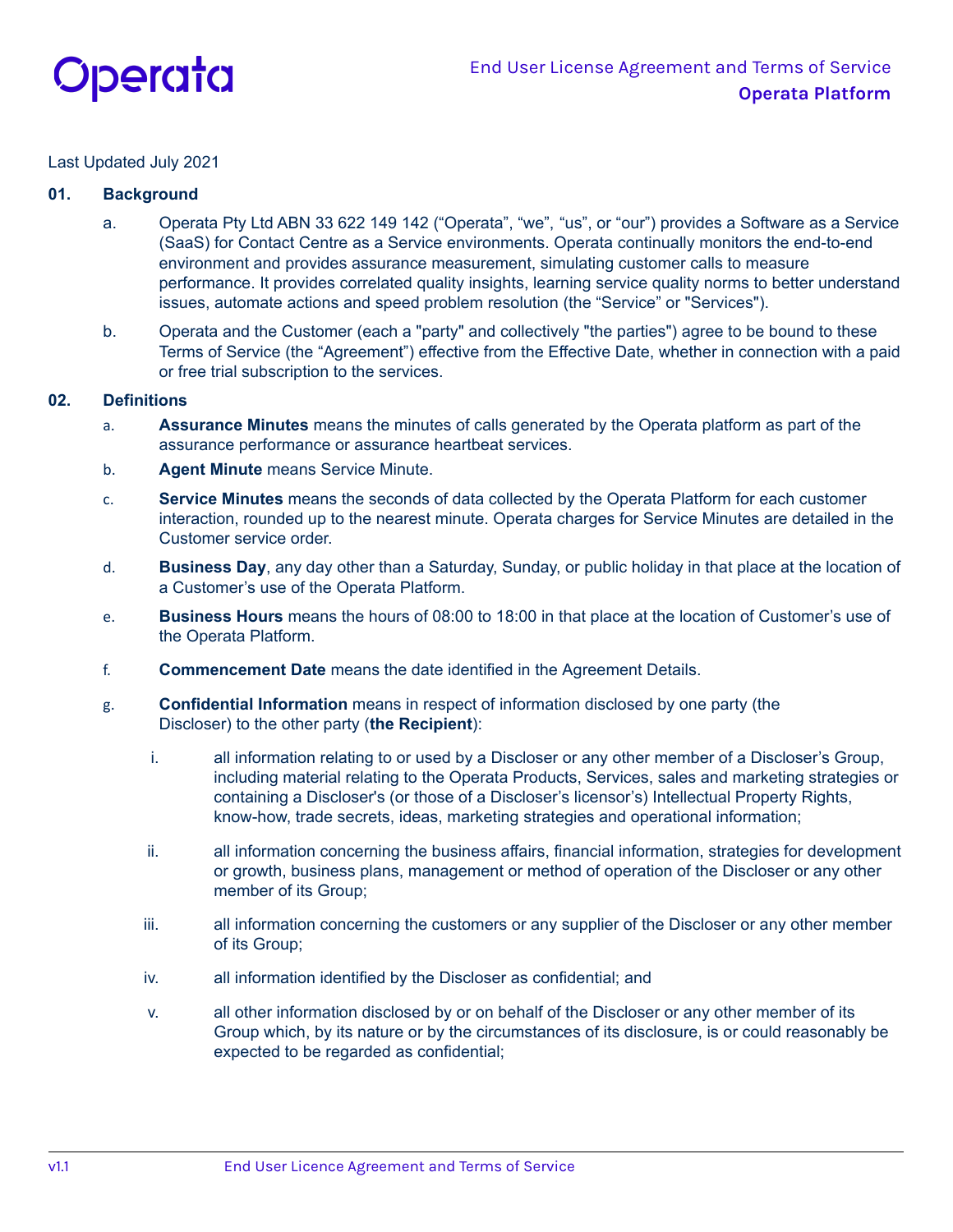End User License Agreement and Terms of Service

**Operata Platform**

Last Updated July 2021

## 01. Background

a. Operata Pty Ltd ABN 33 622 149 142 ("Operata", "we", "us", or "our") provides a Software as a Service (SaaS) for Contact Centre as a Service environments. Operata continually monitors the end-to-end environment and provides assurance measurement, simulating customer calls to measure performance. It provides correlated quality insights, learning service quality norms to better understand issues, automate actions and speed problem resolution (the "Service" or "Services").

b. Operata and the Customer (each a "party" and collectively "the parties") agree to be bound to these Terms of Service (the "Agreement") effective from the Effective Date, whether in connection with a paid or free trial subscription to the services.

## 02. Definitions

a. **Assurance Minutes** means the minutes of calls generated by the Operata platform as part of the assurance performance or assurance heartbeat services.

b. **Agent Minute** means Service Minute.

c. **Service Minutes** means the seconds of data collected by the Operata Platform for each customer interaction, rounded up to the nearest minute. Operata charges for Service Minutes are detailed in the Customer service order.

d. **Business Day**, any day other than a Saturday, Sunday, or public holiday in that place at the location of a Customer's use of the Operata Platform.

e. **Business Hours** means the hours of 08:00 to 18:00 in that place at the location of Customer's use of the Operata Platform.

f. **Commencement Date** means the date identified in the Agreement Details.

g. **Confidential Information** means in respect of information disclosed by one party (the Discloser) to the other party (**the Recipient**):

   i. all information relating to or used by a Discloser or any other member of a Discloser's Group, including material relating to the Operata Products, Services, sales and marketing strategies or containing a Discloser's (or those of a Discloser's licensor's) Intellectual Property Rights, know-how, trade secrets, ideas, marketing strategies and operational information;

   ii. all information concerning the business affairs, financial information, strategies for development or growth, business plans, management or method of operation of the Discloser or any other member of its Group;

   iii. all information concerning the customers or any supplier of the Discloser or any other member of its Group;

   iv. all information identified by the Discloser as confidential; and

   v. all other information disclosed by or on behalf of the Discloser or any other member of its Group which, by its nature or by the circumstances of its disclosure, is or could reasonably be expected to be regarded as confidential;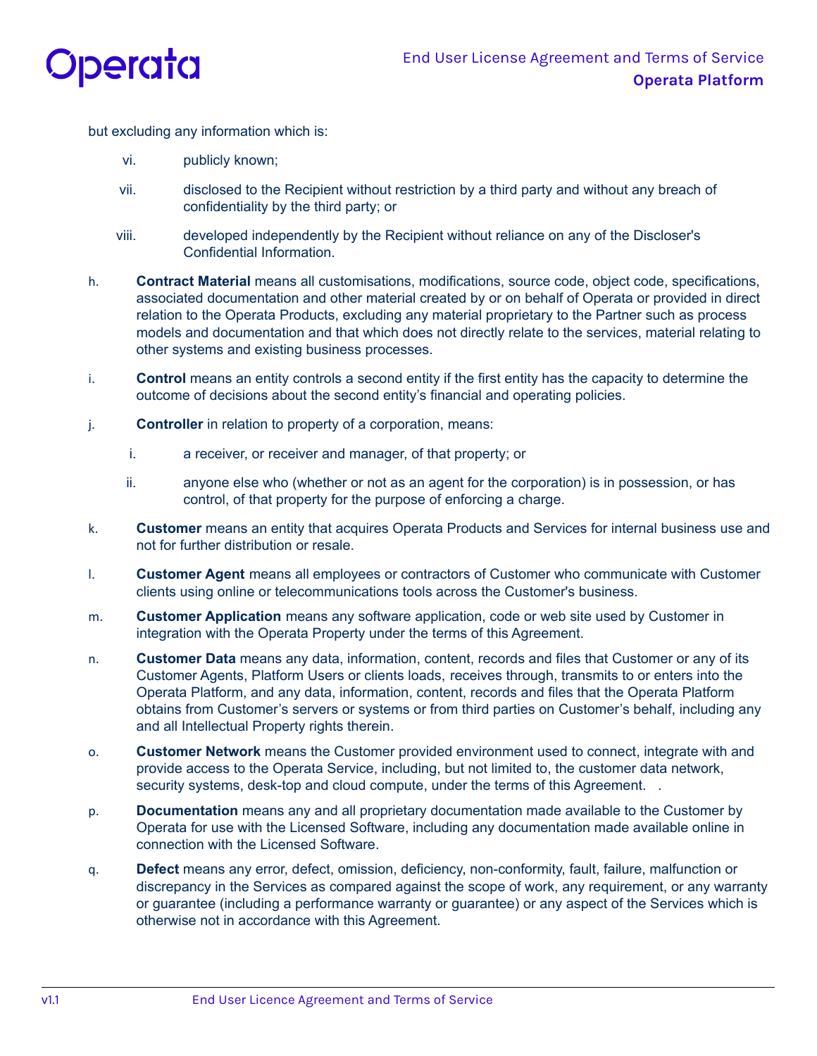but excluding any information which is:

vi. publicly known;

vii. disclosed to the Recipient without restriction by a third party and without any breach of confidentiality by the third party; or

viii. developed independently by the Recipient without reliance on any of the Discloser's Confidential Information.

h. **Contract Material** means all customisations, modifications, source code, object code, specifications, associated documentation and other material created by or on behalf of Operata or provided in direct relation to the Operata Products, excluding any material proprietary to the Partner such as process models and documentation and that which does not directly relate to the services, material relating to other systems and existing business processes.

i. **Control** means an entity controls a second entity if the first entity has the capacity to determine the outcome of decisions about the second entity's financial and operating policies.

j. **Controller** in relation to property of a corporation, means:

i. a receiver, or receiver and manager, of that property; or

ii. anyone else who (whether or not as an agent for the corporation) is in possession, or has control, of that property for the purpose of enforcing a charge.

k. **Customer** means an entity that acquires Operata Products and Services for internal business use and not for further distribution or resale.

l. **Customer Agent** means all employees or contractors of Customer who communicate with Customer clients using online or telecommunications tools across the Customer's business.

m. **Customer Application** means any software application, code or web site used by Customer in integration with the Operata Property under the terms of this Agreement.

n. **Customer Data** means any data, information, content, records and files that Customer or any of its Customer Agents, Platform Users or clients loads, receives through, transmits to or enters into the Operata Platform, and any data, information, content, records and files that the Operata Platform obtains from Customer's servers or systems or from third parties on Customer's behalf, including any and all Intellectual Property rights therein.

o. **Customer Network** means the Customer provided environment used to connect, integrate with and provide access to the Operata Service, including, but not limited to, the customer data network, security systems, desk-top and cloud compute, under the terms of this Agreement. .

p. **Documentation** means any and all proprietary documentation made available to the Customer by Operata for use with the Licensed Software, including any documentation made available online in connection with the Licensed Software.

q. **Defect** means any error, defect, omission, deficiency, non-conformity, fault, failure, malfunction or discrepancy in the Services as compared against the scope of work, any requirement, or any warranty or guarantee (including a performance warranty or guarantee) or any aspect of the Services which is otherwise not in accordance with this Agreement.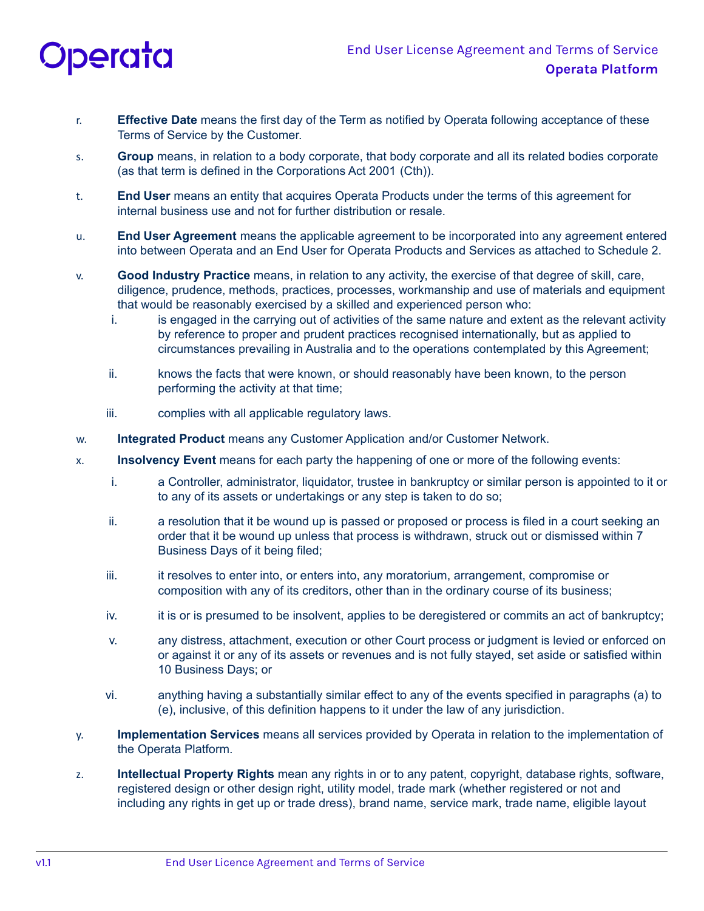r. **Effective Date** means the first day of the Term as notified by Operata following acceptance of these Terms of Service by the Customer.

s. **Group** means, in relation to a body corporate, that body corporate and all its related bodies corporate (as that term is defined in the Corporations Act 2001 (Cth)).

t. **End User** means an entity that acquires Operata Products under the terms of this agreement for internal business use and not for further distribution or resale.

u. **End User Agreement** means the applicable agreement to be incorporated into any agreement entered into between Operata and an End User for Operata Products and Services as attached to Schedule 2.

v. **Good Industry Practice** means, in relation to any activity, the exercise of that degree of skill, care, diligence, prudence, methods, practices, processes, workmanship and use of materials and equipment that would be reasonably exercised by a skilled and experienced person who:

   i. is engaged in the carrying out of activities of the same nature and extent as the relevant activity by reference to proper and prudent practices recognised internationally, but as applied to circumstances prevailing in Australia and to the operations contemplated by this Agreement;

   ii. knows the facts that were known, or should reasonably have been known, to the person performing the activity at that time;

   iii. complies with all applicable regulatory laws.

w. **Integrated Product** means any Customer Application and/or Customer Network.

x. **Insolvency Event** means for each party the happening of one or more of the following events:

   i. a Controller, administrator, liquidator, trustee in bankruptcy or similar person is appointed to it or to any of its assets or undertakings or any step is taken to do so;

   ii. a resolution that it be wound up is passed or proposed or process is filed in a court seeking an order that it be wound up unless that process is withdrawn, struck out or dismissed within 7 Business Days of it being filed;

   iii. it resolves to enter into, or enters into, any moratorium, arrangement, compromise or composition with any of its creditors, other than in the ordinary course of its business;

   iv. it is or is presumed to be insolvent, applies to be deregistered or commits an act of bankruptcy;

   v. any distress, attachment, execution or other Court process or judgment is levied or enforced on or against it or any of its assets or revenues and is not fully stayed, set aside or satisfied within 10 Business Days; or

   vi. anything having a substantially similar effect to any of the events specified in paragraphs (a) to (e), inclusive, of this definition happens to it under the law of any jurisdiction.

y. **Implementation Services** means all services provided by Operata in relation to the implementation of the Operata Platform.

z. **Intellectual Property Rights** mean any rights in or to any patent, copyright, database rights, software, registered design or other design right, utility model, trade mark (whether registered or not and including any rights in get up or trade dress), brand name, service mark, trade name, eligible layout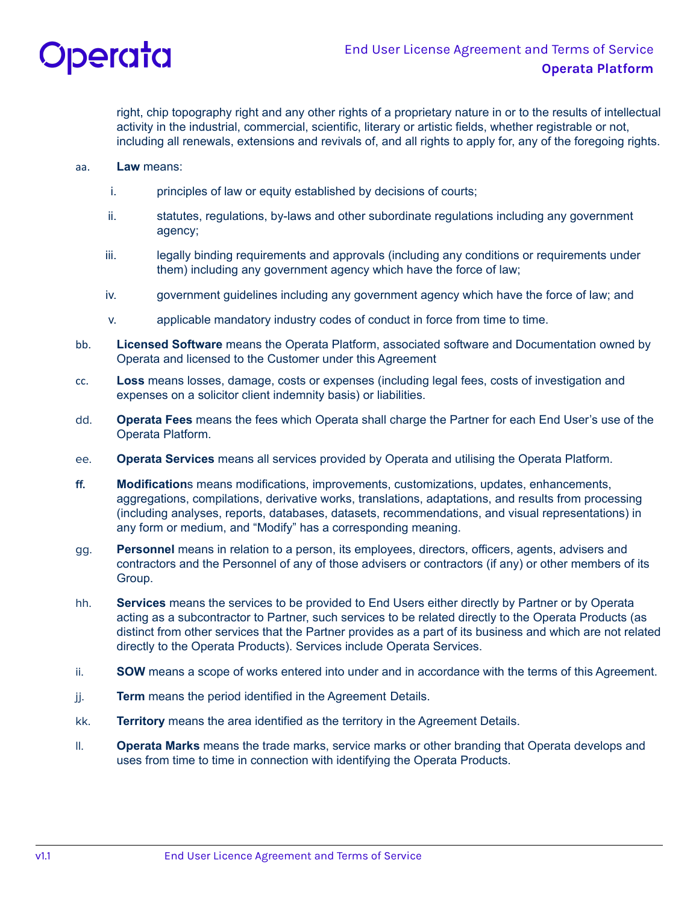right, chip topography right and any other rights of a proprietary nature in or to the results of intellectual activity in the industrial, commercial, scientific, literary or artistic fields, whether registrable or not, including all renewals, extensions and revivals of, and all rights to apply for, any of the foregoing rights.

aa. **Law** means:

  i. principles of law or equity established by decisions of courts;

  ii. statutes, regulations, by-laws and other subordinate regulations including any government agency;

  iii. legally binding requirements and approvals (including any conditions or requirements under them) including any government agency which have the force of law;

  iv. government guidelines including any government agency which have the force of law; and

  v. applicable mandatory industry codes of conduct in force from time to time.

bb. **Licensed Software** means the Operata Platform, associated software and Documentation owned by Operata and licensed to the Customer under this Agreement

cc. **Loss** means losses, damage, costs or expenses (including legal fees, costs of investigation and expenses on a solicitor client indemnity basis) or liabilities.

dd. **Operata Fees** means the fees which Operata shall charge the Partner for each End User's use of the Operata Platform.

ee. **Operata Services** means all services provided by Operata and utilising the Operata Platform.

**ff.** **Modification**s means modifications, improvements, customizations, updates, enhancements, aggregations, compilations, derivative works, translations, adaptations, and results from processing (including analyses, reports, databases, datasets, recommendations, and visual representations) in any form or medium, and "Modify" has a corresponding meaning.

gg. **Personnel** means in relation to a person, its employees, directors, officers, agents, advisers and contractors and the Personnel of any of those advisers or contractors (if any) or other members of its Group.

hh. **Services** means the services to be provided to End Users either directly by Partner or by Operata acting as a subcontractor to Partner, such services to be related directly to the Operata Products (as distinct from other services that the Partner provides as a part of its business and which are not related directly to the Operata Products). Services include Operata Services.

ii. **SOW** means a scope of works entered into under and in accordance with the terms of this Agreement.

jj. **Term** means the period identified in the Agreement Details.

kk. **Territory** means the area identified as the territory in the Agreement Details.

ll. **Operata Marks** means the trade marks, service marks or other branding that Operata develops and uses from time to time in connection with identifying the Operata Products.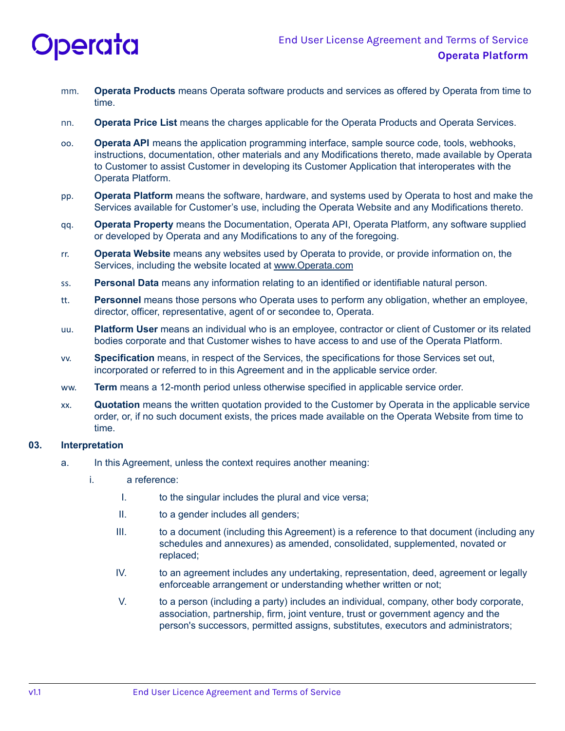mm. **Operata Products** means Operata software products and services as offered by Operata from time to time.

nn. **Operata Price List** means the charges applicable for the Operata Products and Operata Services.

oo. **Operata API** means the application programming interface, sample source code, tools, webhooks, instructions, documentation, other materials and any Modifications thereto, made available by Operata to Customer to assist Customer in developing its Customer Application that interoperates with the Operata Platform.

pp. **Operata Platform** means the software, hardware, and systems used by Operata to host and make the Services available for Customer's use, including the Operata Website and any Modifications thereto.

qq. **Operata Property** means the Documentation, Operata API, Operata Platform, any software supplied or developed by Operata and any Modifications to any of the foregoing.

rr. **Operata Website** means any websites used by Operata to provide, or provide information on, the Services, including the website located at www.Operata.com

ss. **Personal Data** means any information relating to an identified or identifiable natural person.

tt. **Personnel** means those persons who Operata uses to perform any obligation, whether an employee, director, officer, representative, agent of or secondee to, Operata.

uu. **Platform User** means an individual who is an employee, contractor or client of Customer or its related bodies corporate and that Customer wishes to have access to and use of the Operata Platform.

vv. **Specification** means, in respect of the Services, the specifications for those Services set out, incorporated or referred to in this Agreement and in the applicable service order.

ww. **Term** means a 12-month period unless otherwise specified in applicable service order.

xx. **Quotation** means the written quotation provided to the Customer by Operata in the applicable service order, or, if no such document exists, the prices made available on the Operata Website from time to time.

## 03. Interpretation

a. In this Agreement, unless the context requires another meaning:

i. a reference:

I. to the singular includes the plural and vice versa;

II. to a gender includes all genders;

III. to a document (including this Agreement) is a reference to that document (including any schedules and annexures) as amended, consolidated, supplemented, novated or replaced;

IV. to an agreement includes any undertaking, representation, deed, agreement or legally enforceable arrangement or understanding whether written or not;

V. to a person (including a party) includes an individual, company, other body corporate, association, partnership, firm, joint venture, trust or government agency and the person's successors, permitted assigns, substitutes, executors and administrators;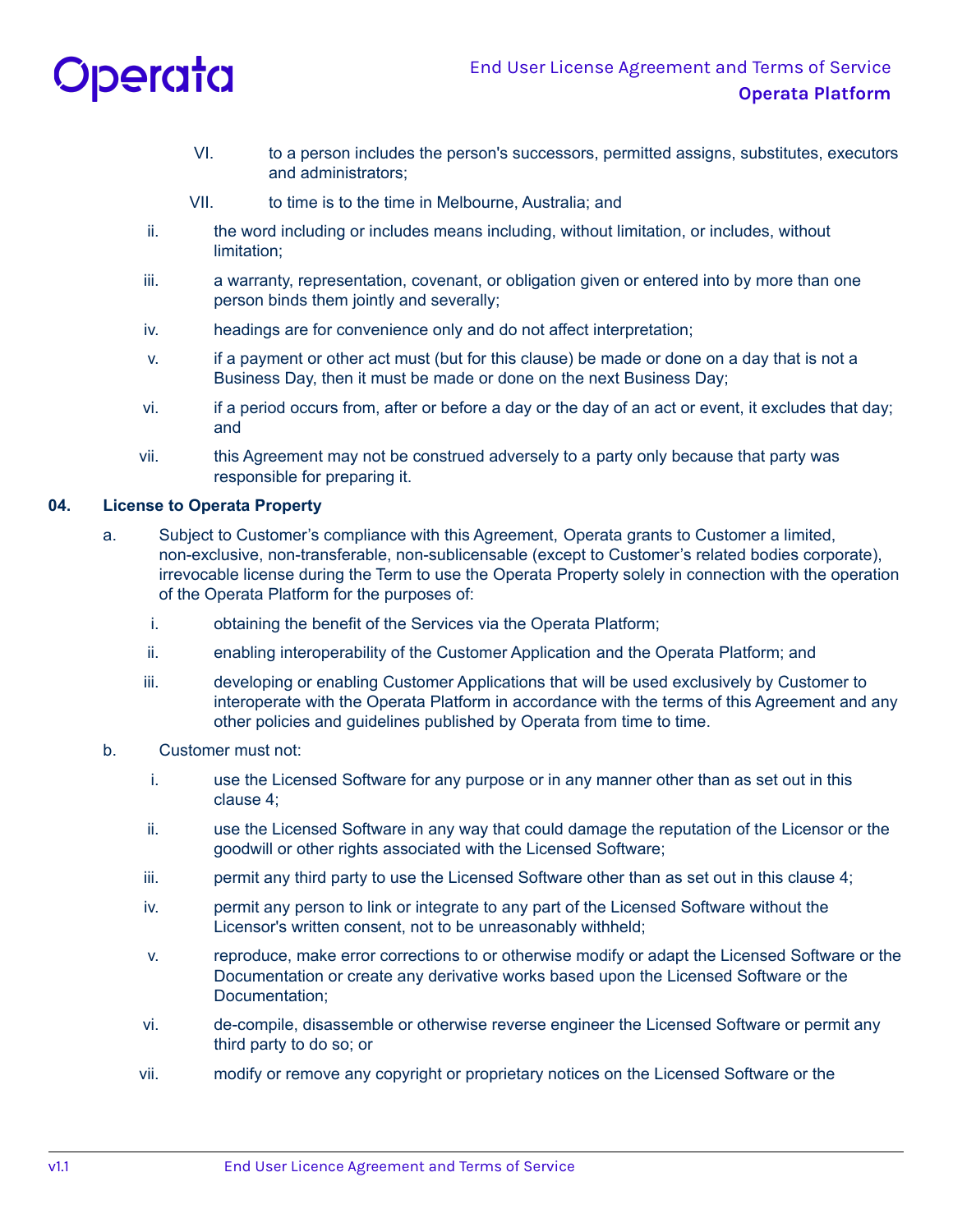VI. to a person includes the person's successors, permitted assigns, substitutes, executors and administrators;

VII. to time is to the time in Melbourne, Australia; and

ii. the word including or includes means including, without limitation, or includes, without limitation;

iii. a warranty, representation, covenant, or obligation given or entered into by more than one person binds them jointly and severally;

iv. headings are for convenience only and do not affect interpretation;

v. if a payment or other act must (but for this clause) be made or done on a day that is not a Business Day, then it must be made or done on the next Business Day;

vi. if a period occurs from, after or before a day or the day of an act or event, it excludes that day; and

vii. this Agreement may not be construed adversely to a party only because that party was responsible for preparing it.

## 04. License to Operata Property

a. Subject to Customer's compliance with this Agreement, Operata grants to Customer a limited, non-exclusive, non-transferable, non-sublicensable (except to Customer's related bodies corporate), irrevocable license during the Term to use the Operata Property solely in connection with the operation of the Operata Platform for the purposes of:

   i. obtaining the benefit of the Services via the Operata Platform;

   ii. enabling interoperability of the Customer Application and the Operata Platform; and

   iii. developing or enabling Customer Applications that will be used exclusively by Customer to interoperate with the Operata Platform in accordance with the terms of this Agreement and any other policies and guidelines published by Operata from time to time.

b. Customer must not:

   i. use the Licensed Software for any purpose or in any manner other than as set out in this clause 4;

   ii. use the Licensed Software in any way that could damage the reputation of the Licensor or the goodwill or other rights associated with the Licensed Software;

   iii. permit any third party to use the Licensed Software other than as set out in this clause 4;

   iv. permit any person to link or integrate to any part of the Licensed Software without the Licensor's written consent, not to be unreasonably withheld;

   v. reproduce, make error corrections to or otherwise modify or adapt the Licensed Software or the Documentation or create any derivative works based upon the Licensed Software or the Documentation;

   vi. de-compile, disassemble or otherwise reverse engineer the Licensed Software or permit any third party to do so; or

   vii. modify or remove any copyright or proprietary notices on the Licensed Software or the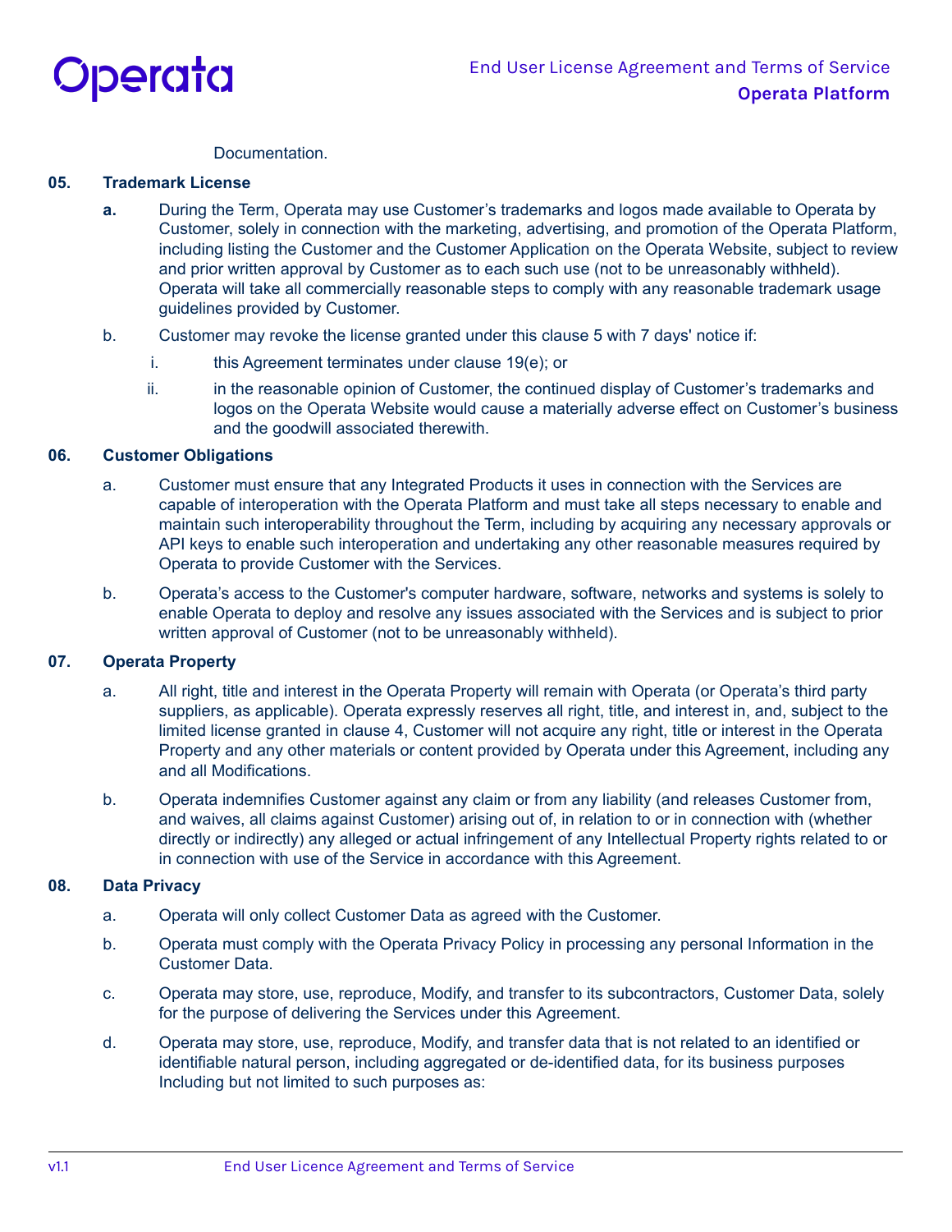Documentation.

**05. Trademark License**

**a.** During the Term, Operata may use Customer's trademarks and logos made available to Operata by Customer, solely in connection with the marketing, advertising, and promotion of the Operata Platform, including listing the Customer and the Customer Application on the Operata Website, subject to review and prior written approval by Customer as to each such use (not to be unreasonably withheld). Operata will take all commercially reasonable steps to comply with any reasonable trademark usage guidelines provided by Customer.

b. Customer may revoke the license granted under this clause 5 with 7 days' notice if:

i. this Agreement terminates under clause 19(e); or

ii. in the reasonable opinion of Customer, the continued display of Customer's trademarks and logos on the Operata Website would cause a materially adverse effect on Customer's business and the goodwill associated therewith.

**06. Customer Obligations**

a. Customer must ensure that any Integrated Products it uses in connection with the Services are capable of interoperation with the Operata Platform and must take all steps necessary to enable and maintain such interoperability throughout the Term, including by acquiring any necessary approvals or API keys to enable such interoperation and undertaking any other reasonable measures required by Operata to provide Customer with the Services.

b. Operata's access to the Customer's computer hardware, software, networks and systems is solely to enable Operata to deploy and resolve any issues associated with the Services and is subject to prior written approval of Customer (not to be unreasonably withheld).

**07. Operata Property**

a. All right, title and interest in the Operata Property will remain with Operata (or Operata's third party suppliers, as applicable). Operata expressly reserves all right, title, and interest in, and, subject to the limited license granted in clause 4, Customer will not acquire any right, title or interest in the Operata Property and any other materials or content provided by Operata under this Agreement, including any and all Modifications.

b. Operata indemnifies Customer against any claim or from any liability (and releases Customer from, and waives, all claims against Customer) arising out of, in relation to or in connection with (whether directly or indirectly) any alleged or actual infringement of any Intellectual Property rights related to or in connection with use of the Service in accordance with this Agreement.

**08. Data Privacy**

a. Operata will only collect Customer Data as agreed with the Customer.

b. Operata must comply with the Operata Privacy Policy in processing any personal Information in the Customer Data.

c. Operata may store, use, reproduce, Modify, and transfer to its subcontractors, Customer Data, solely for the purpose of delivering the Services under this Agreement.

d. Operata may store, use, reproduce, Modify, and transfer data that is not related to an identified or identifiable natural person, including aggregated or de-identified data, for its business purposes Including but not limited to such purposes as: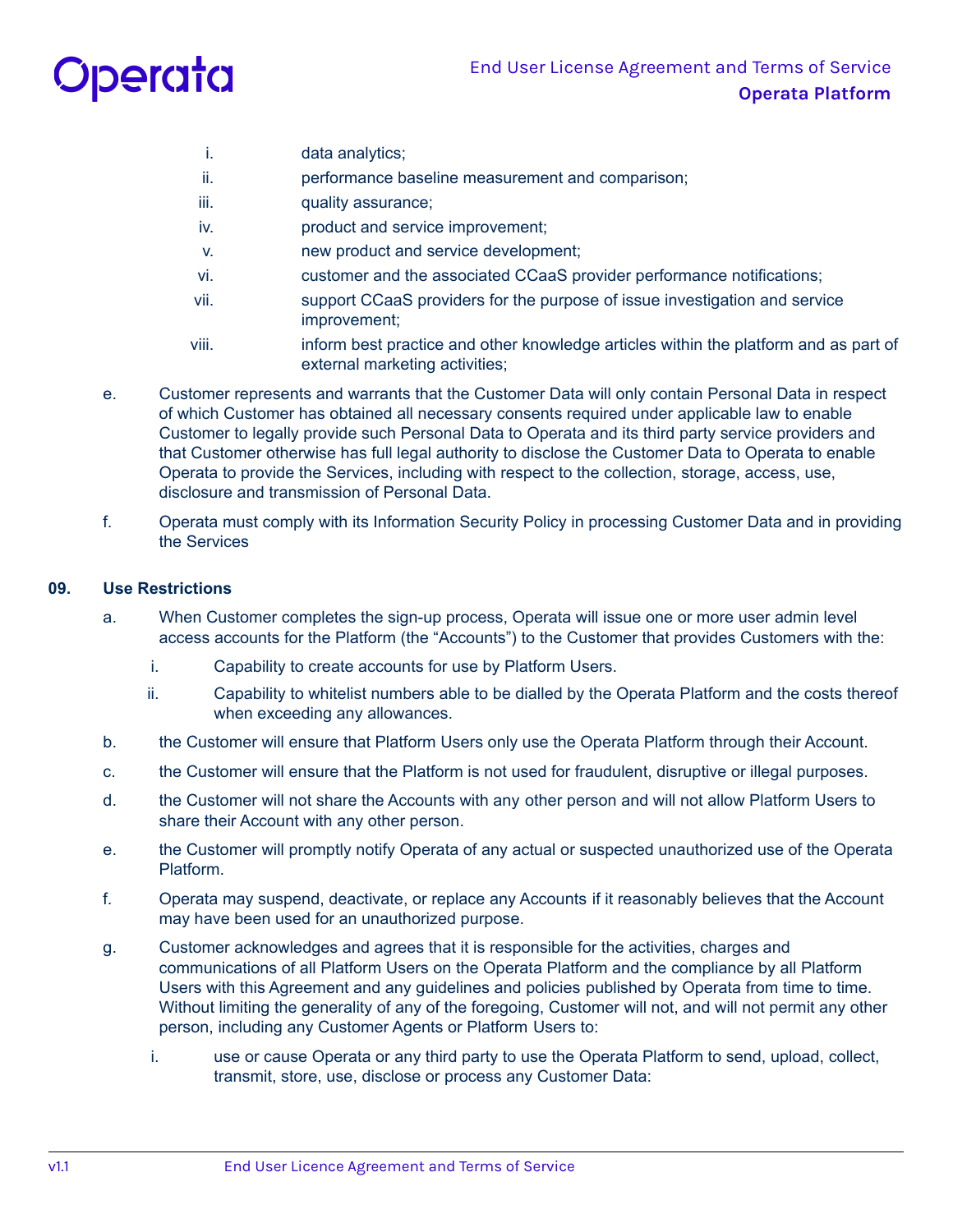i. data analytics;
ii. performance baseline measurement and comparison;
iii. quality assurance;
iv. product and service improvement;
v. new product and service development;
vi. customer and the associated CCaaS provider performance notifications;
vii. support CCaaS providers for the purpose of issue investigation and service improvement;
viii. inform best practice and other knowledge articles within the platform and as part of external marketing activities;

e. Customer represents and warrants that the Customer Data will only contain Personal Data in respect of which Customer has obtained all necessary consents required under applicable law to enable Customer to legally provide such Personal Data to Operata and its third party service providers and that Customer otherwise has full legal authority to disclose the Customer Data to Operata to enable Operata to provide the Services, including with respect to the collection, storage, access, use, disclosure and transmission of Personal Data.

f. Operata must comply with its Information Security Policy in processing Customer Data and in providing the Services

## 09. Use Restrictions

a. When Customer completes the sign-up process, Operata will issue one or more user admin level access accounts for the Platform (the "Accounts") to the Customer that provides Customers with the:

   i. Capability to create accounts for use by Platform Users.

   ii. Capability to whitelist numbers able to be dialled by the Operata Platform and the costs thereof when exceeding any allowances.

b. the Customer will ensure that Platform Users only use the Operata Platform through their Account.

c. the Customer will ensure that the Platform is not used for fraudulent, disruptive or illegal purposes.

d. the Customer will not share the Accounts with any other person and will not allow Platform Users to share their Account with any other person.

e. the Customer will promptly notify Operata of any actual or suspected unauthorized use of the Operata Platform.

f. Operata may suspend, deactivate, or replace any Accounts if it reasonably believes that the Account may have been used for an unauthorized purpose.

g. Customer acknowledges and agrees that it is responsible for the activities, charges and communications of all Platform Users on the Operata Platform and the compliance by all Platform Users with this Agreement and any guidelines and policies published by Operata from time to time. Without limiting the generality of any of the foregoing, Customer will not, and will not permit any other person, including any Customer Agents or Platform Users to:

   i. use or cause Operata or any third party to use the Operata Platform to send, upload, collect, transmit, store, use, disclose or process any Customer Data: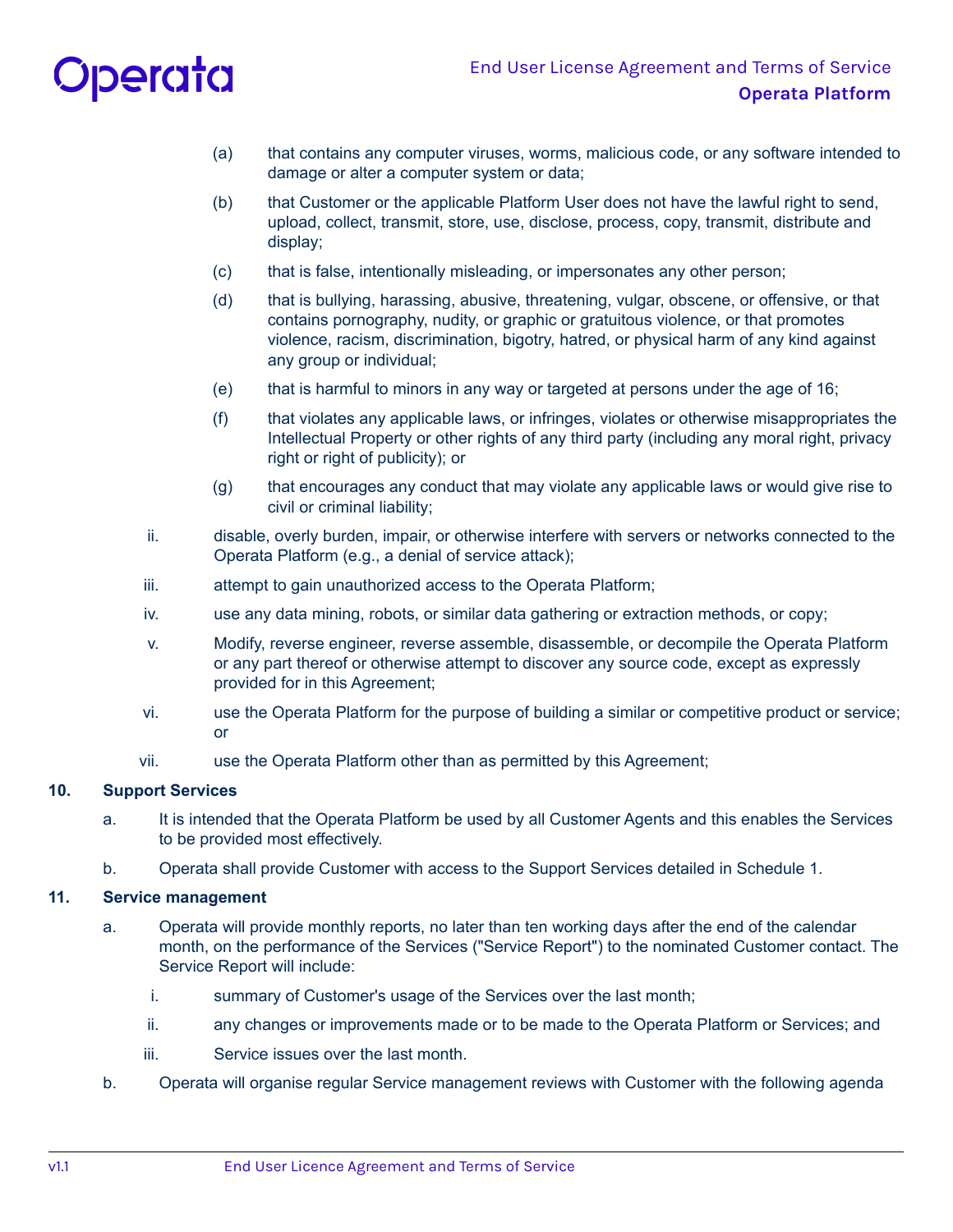(a) that contains any computer viruses, worms, malicious code, or any software intended to damage or alter a computer system or data;

(b) that Customer or the applicable Platform User does not have the lawful right to send, upload, collect, transmit, store, use, disclose, process, copy, transmit, distribute and display;

(c) that is false, intentionally misleading, or impersonates any other person;

(d) that is bullying, harassing, abusive, threatening, vulgar, obscene, or offensive, or that contains pornography, nudity, or graphic or gratuitous violence, or that promotes violence, racism, discrimination, bigotry, hatred, or physical harm of any kind against any group or individual;

(e) that is harmful to minors in any way or targeted at persons under the age of 16;

(f) that violates any applicable laws, or infringes, violates or otherwise misappropriates the Intellectual Property or other rights of any third party (including any moral right, privacy right or right of publicity); or

(g) that encourages any conduct that may violate any applicable laws or would give rise to civil or criminal liability;

ii. disable, overly burden, impair, or otherwise interfere with servers or networks connected to the Operata Platform (e.g., a denial of service attack);

iii. attempt to gain unauthorized access to the Operata Platform;

iv. use any data mining, robots, or similar data gathering or extraction methods, or copy;

v. Modify, reverse engineer, reverse assemble, disassemble, or decompile the Operata Platform or any part thereof or otherwise attempt to discover any source code, except as expressly provided for in this Agreement;

vi. use the Operata Platform for the purpose of building a similar or competitive product or service; or

vii. use the Operata Platform other than as permitted by this Agreement;

**10. Support Services**

a. It is intended that the Operata Platform be used by all Customer Agents and this enables the Services to be provided most effectively.

b. Operata shall provide Customer with access to the Support Services detailed in Schedule 1.

**11. Service management**

a. Operata will provide monthly reports, no later than ten working days after the end of the calendar month, on the performance of the Services ("Service Report") to the nominated Customer contact. The Service Report will include:

i. summary of Customer's usage of the Services over the last month;

ii. any changes or improvements made or to be made to the Operata Platform or Services; and

iii. Service issues over the last month.

b. Operata will organise regular Service management reviews with Customer with the following agenda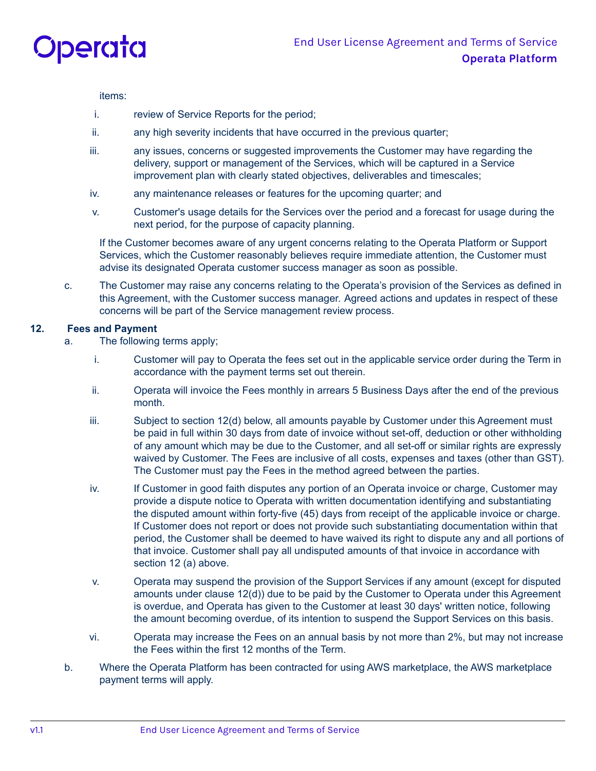items:

i. review of Service Reports for the period;

ii. any high severity incidents that have occurred in the previous quarter;

iii. any issues, concerns or suggested improvements the Customer may have regarding the delivery, support or management of the Services, which will be captured in a Service improvement plan with clearly stated objectives, deliverables and timescales;

iv. any maintenance releases or features for the upcoming quarter; and

v. Customer's usage details for the Services over the period and a forecast for usage during the next period, for the purpose of capacity planning.

If the Customer becomes aware of any urgent concerns relating to the Operata Platform or Support Services, which the Customer reasonably believes require immediate attention, the Customer must advise its designated Operata customer success manager as soon as possible.

c. The Customer may raise any concerns relating to the Operata's provision of the Services as defined in this Agreement, with the Customer success manager. Agreed actions and updates in respect of these concerns will be part of the Service management review process.

**12. Fees and Payment**

a. The following terms apply;

i. Customer will pay to Operata the fees set out in the applicable service order during the Term in accordance with the payment terms set out therein.

ii. Operata will invoice the Fees monthly in arrears 5 Business Days after the end of the previous month.

iii. Subject to section 12(d) below, all amounts payable by Customer under this Agreement must be paid in full within 30 days from date of invoice without set-off, deduction or other withholding of any amount which may be due to the Customer, and all set-off or similar rights are expressly waived by Customer. The Fees are inclusive of all costs, expenses and taxes (other than GST). The Customer must pay the Fees in the method agreed between the parties.

iv. If Customer in good faith disputes any portion of an Operata invoice or charge, Customer may provide a dispute notice to Operata with written documentation identifying and substantiating the disputed amount within forty-five (45) days from receipt of the applicable invoice or charge. If Customer does not report or does not provide such substantiating documentation within that period, the Customer shall be deemed to have waived its right to dispute any and all portions of that invoice. Customer shall pay all undisputed amounts of that invoice in accordance with section 12 (a) above.

v. Operata may suspend the provision of the Support Services if any amount (except for disputed amounts under clause 12(d)) due to be paid by the Customer to Operata under this Agreement is overdue, and Operata has given to the Customer at least 30 days' written notice, following the amount becoming overdue, of its intention to suspend the Support Services on this basis.

vi. Operata may increase the Fees on an annual basis by not more than 2%, but may not increase the Fees within the first 12 months of the Term.

b. Where the Operata Platform has been contracted for using AWS marketplace, the AWS marketplace payment terms will apply.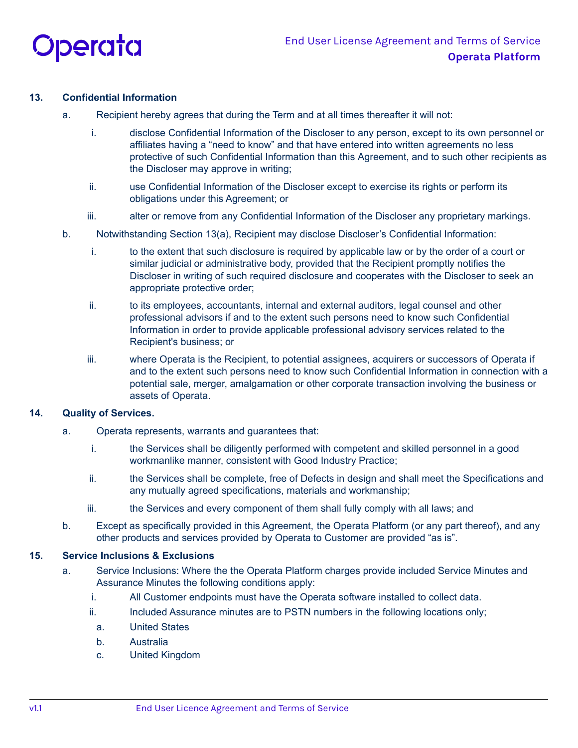**13. Confidential Information**

a. Recipient hereby agrees that during the Term and at all times thereafter it will not:

   i. disclose Confidential Information of the Discloser to any person, except to its own personnel or affiliates having a "need to know" and that have entered into written agreements no less protective of such Confidential Information than this Agreement, and to such other recipients as the Discloser may approve in writing;

   ii. use Confidential Information of the Discloser except to exercise its rights or perform its obligations under this Agreement; or

   iii. alter or remove from any Confidential Information of the Discloser any proprietary markings.

b. Notwithstanding Section 13(a), Recipient may disclose Discloser's Confidential Information:

   i. to the extent that such disclosure is required by applicable law or by the order of a court or similar judicial or administrative body, provided that the Recipient promptly notifies the Discloser in writing of such required disclosure and cooperates with the Discloser to seek an appropriate protective order;

   ii. to its employees, accountants, internal and external auditors, legal counsel and other professional advisors if and to the extent such persons need to know such Confidential Information in order to provide applicable professional advisory services related to the Recipient's business; or

   iii. where Operata is the Recipient, to potential assignees, acquirers or successors of Operata if and to the extent such persons need to know such Confidential Information in connection with a potential sale, merger, amalgamation or other corporate transaction involving the business or assets of Operata.

**14. Quality of Services.**

a. Operata represents, warrants and guarantees that:

   i. the Services shall be diligently performed with competent and skilled personnel in a good workmanlike manner, consistent with Good Industry Practice;

   ii. the Services shall be complete, free of Defects in design and shall meet the Specifications and any mutually agreed specifications, materials and workmanship;

   iii. the Services and every component of them shall fully comply with all laws; and

b. Except as specifically provided in this Agreement, the Operata Platform (or any part thereof), and any other products and services provided by Operata to Customer are provided "as is".

**15. Service Inclusions & Exclusions**

a. Service Inclusions: Where the the Operata Platform charges provide included Service Minutes and Assurance Minutes the following conditions apply:

   i. All Customer endpoints must have the Operata software installed to collect data.

   ii. Included Assurance minutes are to PSTN numbers in the following locations only;

      a. United States

      b. Australia

      c. United Kingdom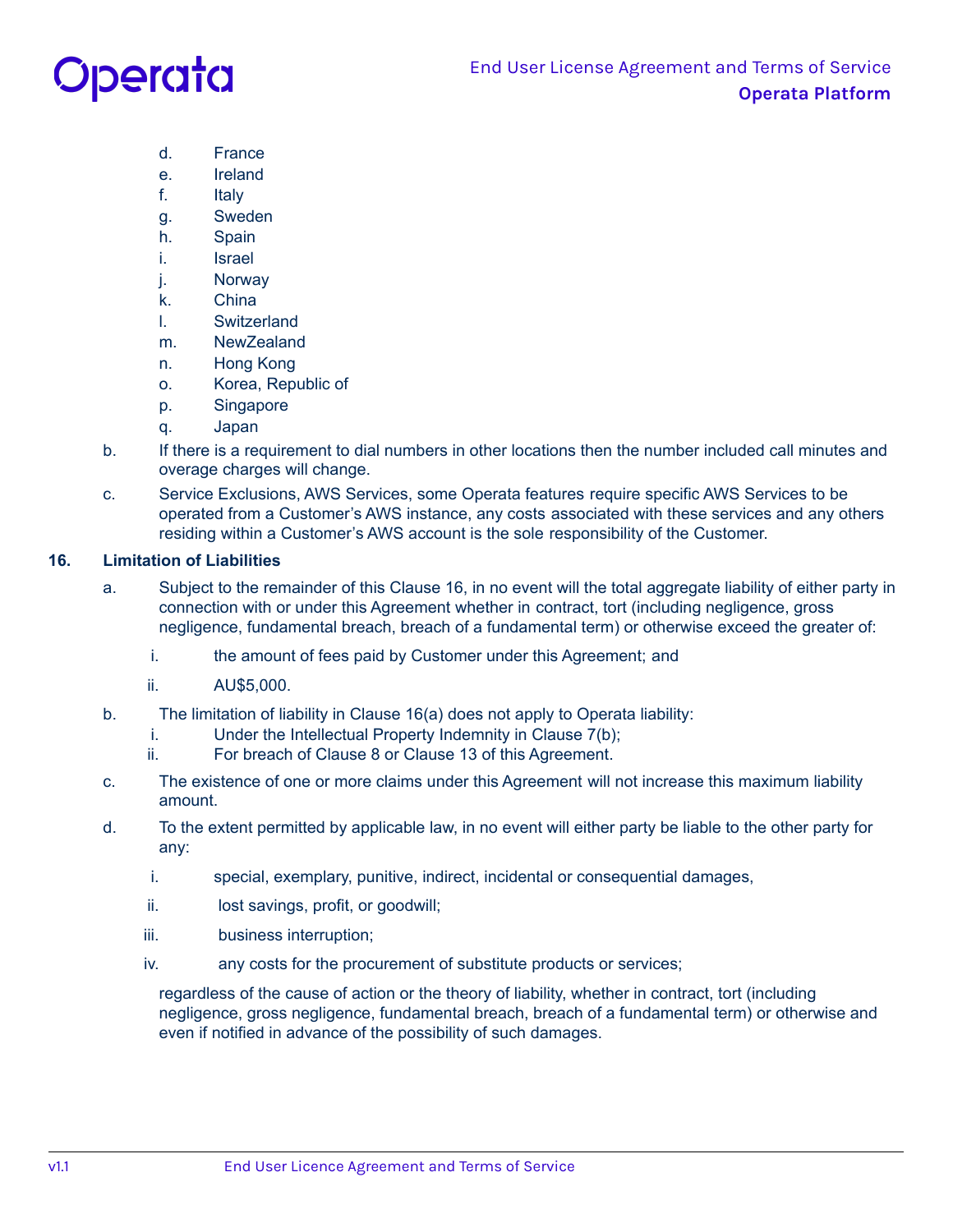d. France
e. Ireland
f. Italy
g. Sweden
h. Spain
i. Israel
j. Norway
k. China
l. Switzerland
m. NewZealand
n. Hong Kong
o. Korea, Republic of
p. Singapore
q. Japan

b. If there is a requirement to dial numbers in other locations then the number included call minutes and overage charges will change.

c. Service Exclusions, AWS Services, some Operata features require specific AWS Services to be operated from a Customer's AWS instance, any costs associated with these services and any others residing within a Customer's AWS account is the sole responsibility of the Customer.

## 16. Limitation of Liabilities

a. Subject to the remainder of this Clause 16, in no event will the total aggregate liability of either party in connection with or under this Agreement whether in contract, tort (including negligence, gross negligence, fundamental breach, breach of a fundamental term) or otherwise exceed the greater of:

   i. the amount of fees paid by Customer under this Agreement; and

   ii. AU$5,000.

b. The limitation of liability in Clause 16(a) does not apply to Operata liability:

   i. Under the Intellectual Property Indemnity in Clause 7(b);
   ii. For breach of Clause 8 or Clause 13 of this Agreement.

c. The existence of one or more claims under this Agreement will not increase this maximum liability amount.

d. To the extent permitted by applicable law, in no event will either party be liable to the other party for any:

   i. special, exemplary, punitive, indirect, incidental or consequential damages,

   ii. lost savings, profit, or goodwill;

   iii. business interruption;

   iv. any costs for the procurement of substitute products or services;

   regardless of the cause of action or the theory of liability, whether in contract, tort (including negligence, gross negligence, fundamental breach, breach of a fundamental term) or otherwise and even if notified in advance of the possibility of such damages.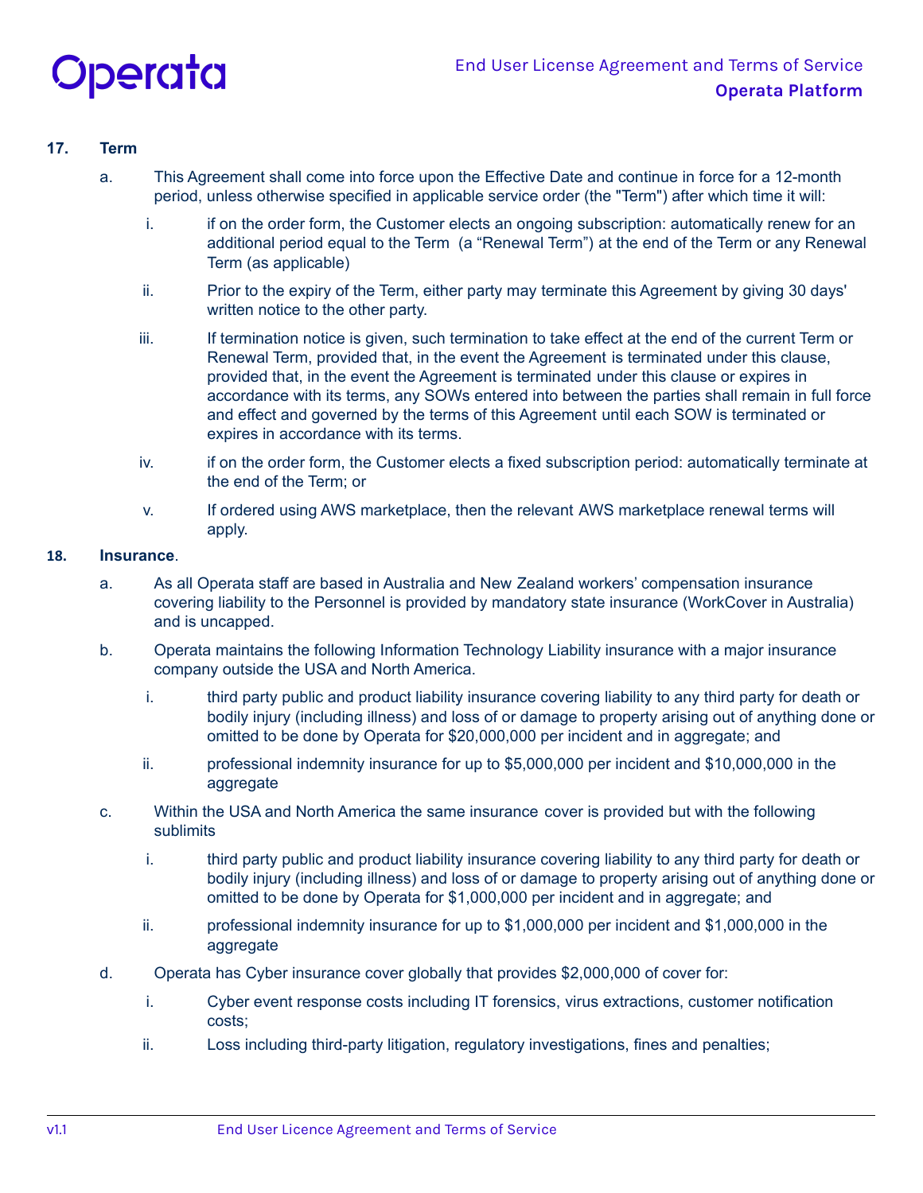**17. Term**

a. This Agreement shall come into force upon the Effective Date and continue in force for a 12-month period, unless otherwise specified in applicable service order (the "Term") after which time it will:

  i. if on the order form, the Customer elects an ongoing subscription: automatically renew for an additional period equal to the Term (a “Renewal Term”) at the end of the Term or any Renewal Term (as applicable)

  ii. Prior to the expiry of the Term, either party may terminate this Agreement by giving 30 days' written notice to the other party.

  iii. If termination notice is given, such termination to take effect at the end of the current Term or Renewal Term, provided that, in the event the Agreement is terminated under this clause, provided that, in the event the Agreement is terminated under this clause or expires in accordance with its terms, any SOWs entered into between the parties shall remain in full force and effect and governed by the terms of this Agreement until each SOW is terminated or expires in accordance with its terms.

  iv. if on the order form, the Customer elects a fixed subscription period: automatically terminate at the end of the Term; or

  v. If ordered using AWS marketplace, then the relevant AWS marketplace renewal terms will apply.

**18. Insurance**.

a. As all Operata staff are based in Australia and New Zealand workers’ compensation insurance covering liability to the Personnel is provided by mandatory state insurance (WorkCover in Australia) and is uncapped.

b. Operata maintains the following Information Technology Liability insurance with a major insurance company outside the USA and North America.

  i. third party public and product liability insurance covering liability to any third party for death or bodily injury (including illness) and loss of or damage to property arising out of anything done or omitted to be done by Operata for $20,000,000 per incident and in aggregate; and

  ii. professional indemnity insurance for up to $5,000,000 per incident and $10,000,000 in the aggregate

c. Within the USA and North America the same insurance cover is provided but with the following sublimits

  i. third party public and product liability insurance covering liability to any third party for death or bodily injury (including illness) and loss of or damage to property arising out of anything done or omitted to be done by Operata for $1,000,000 per incident and in aggregate; and

  ii. professional indemnity insurance for up to $1,000,000 per incident and $1,000,000 in the aggregate

d. Operata has Cyber insurance cover globally that provides $2,000,000 of cover for:

  i. Cyber event response costs including IT forensics, virus extractions, customer notification costs;

  ii. Loss including third-party litigation, regulatory investigations, fines and penalties;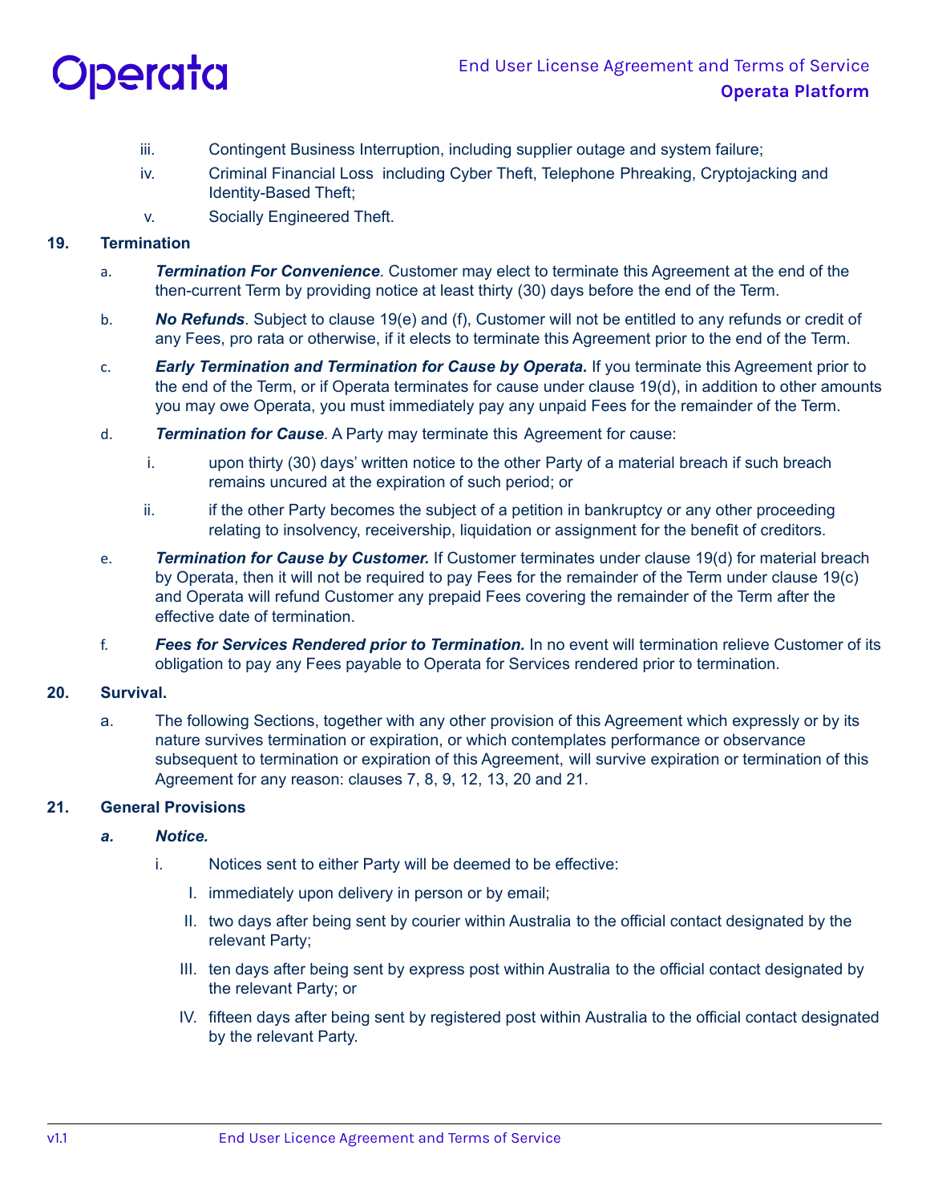iii. Contingent Business Interruption, including supplier outage and system failure;

iv. Criminal Financial Loss including Cyber Theft, Telephone Phreaking, Cryptojacking and Identity-Based Theft;

v. Socially Engineered Theft.

## 19. Termination

a. ***Termination For Convenience***. Customer may elect to terminate this Agreement at the end of the then-current Term by providing notice at least thirty (30) days before the end of the Term.

b. ***No Refunds***. Subject to clause 19(e) and (f), Customer will not be entitled to any refunds or credit of any Fees, pro rata or otherwise, if it elects to terminate this Agreement prior to the end of the Term.

c. ***Early Termination and Termination for Cause by Operata.*** If you terminate this Agreement prior to the end of the Term, or if Operata terminates for cause under clause 19(d), in addition to other amounts you may owe Operata, you must immediately pay any unpaid Fees for the remainder of the Term.

d. ***Termination for Cause***. A Party may terminate this Agreement for cause:

   i. upon thirty (30) days' written notice to the other Party of a material breach if such breach remains uncured at the expiration of such period; or

   ii. if the other Party becomes the subject of a petition in bankruptcy or any other proceeding relating to insolvency, receivership, liquidation or assignment for the benefit of creditors.

e. ***Termination for Cause by Customer.*** If Customer terminates under clause 19(d) for material breach by Operata, then it will not be required to pay Fees for the remainder of the Term under clause 19(c) and Operata will refund Customer any prepaid Fees covering the remainder of the Term after the effective date of termination.

f. ***Fees for Services Rendered prior to Termination.*** In no event will termination relieve Customer of its obligation to pay any Fees payable to Operata for Services rendered prior to termination.

## 20. Survival.

a. The following Sections, together with any other provision of this Agreement which expressly or by its nature survives termination or expiration, or which contemplates performance or observance subsequent to termination or expiration of this Agreement, will survive expiration or termination of this Agreement for any reason: clauses 7, 8, 9, 12, 13, 20 and 21.

## 21. General Provisions

***a. Notice.***

   i. Notices sent to either Party will be deemed to be effective:

      I. immediately upon delivery in person or by email;

      II. two days after being sent by courier within Australia to the official contact designated by the relevant Party;

      III. ten days after being sent by express post within Australia to the official contact designated by the relevant Party; or

      IV. fifteen days after being sent by registered post within Australia to the official contact designated by the relevant Party.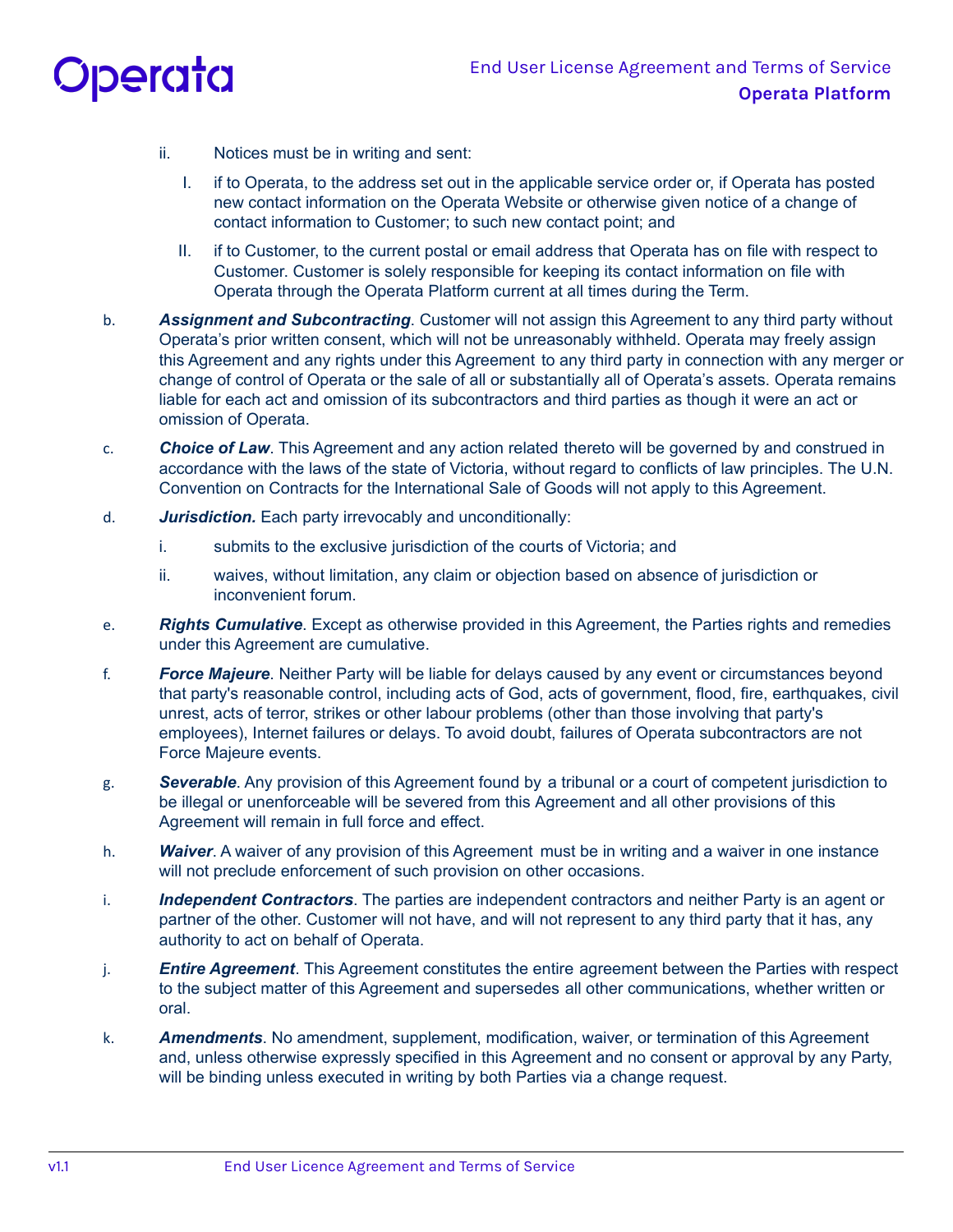ii. Notices must be in writing and sent:

   I. if to Operata, to the address set out in the applicable service order or, if Operata has posted new contact information on the Operata Website or otherwise given notice of a change of contact information to Customer; to such new contact point; and

   II. if to Customer, to the current postal or email address that Operata has on file with respect to Customer. Customer is solely responsible for keeping its contact information on file with Operata through the Operata Platform current at all times during the Term.

b. ***Assignment and Subcontracting***. Customer will not assign this Agreement to any third party without Operata's prior written consent, which will not be unreasonably withheld. Operata may freely assign this Agreement and any rights under this Agreement to any third party in connection with any merger or change of control of Operata or the sale of all or substantially all of Operata's assets. Operata remains liable for each act and omission of its subcontractors and third parties as though it were an act or omission of Operata.

c. ***Choice of Law***. This Agreement and any action related thereto will be governed by and construed in accordance with the laws of the state of Victoria, without regard to conflicts of law principles. The U.N. Convention on Contracts for the International Sale of Goods will not apply to this Agreement.

d. ***Jurisdiction.*** Each party irrevocably and unconditionally:

   i. submits to the exclusive jurisdiction of the courts of Victoria; and

   ii. waives, without limitation, any claim or objection based on absence of jurisdiction or inconvenient forum.

e. ***Rights Cumulative***. Except as otherwise provided in this Agreement, the Parties rights and remedies under this Agreement are cumulative.

f. ***Force Majeure***. Neither Party will be liable for delays caused by any event or circumstances beyond that party's reasonable control, including acts of God, acts of government, flood, fire, earthquakes, civil unrest, acts of terror, strikes or other labour problems (other than those involving that party's employees), Internet failures or delays. To avoid doubt, failures of Operata subcontractors are not Force Majeure events.

g. ***Severable***. Any provision of this Agreement found by a tribunal or a court of competent jurisdiction to be illegal or unenforceable will be severed from this Agreement and all other provisions of this Agreement will remain in full force and effect.

h. ***Waiver***. A waiver of any provision of this Agreement must be in writing and a waiver in one instance will not preclude enforcement of such provision on other occasions.

i. ***Independent Contractors***. The parties are independent contractors and neither Party is an agent or partner of the other. Customer will not have, and will not represent to any third party that it has, any authority to act on behalf of Operata.

j. ***Entire Agreement***. This Agreement constitutes the entire agreement between the Parties with respect to the subject matter of this Agreement and supersedes all other communications, whether written or oral.

k. ***Amendments***. No amendment, supplement, modification, waiver, or termination of this Agreement and, unless otherwise expressly specified in this Agreement and no consent or approval by any Party, will be binding unless executed in writing by both Parties via a change request.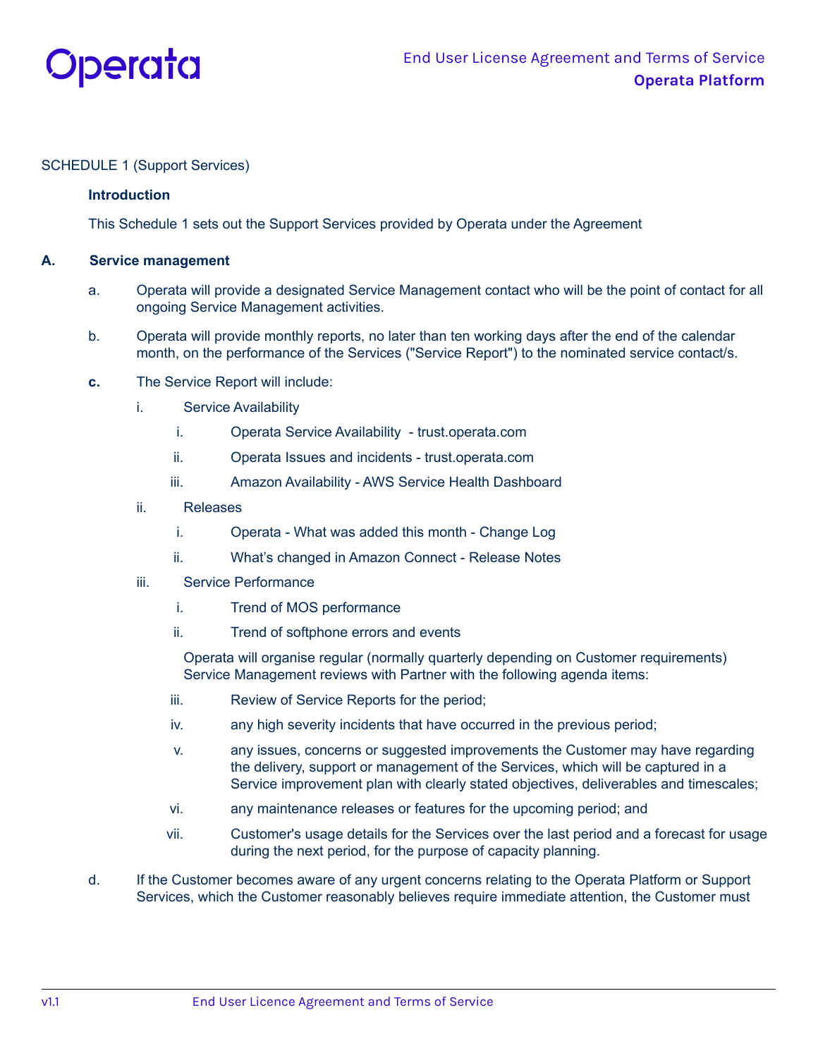SCHEDULE 1 (Support Services)

**Introduction**

This Schedule 1 sets out the Support Services provided by Operata under the Agreement

**A. Service management**

a. Operata will provide a designated Service Management contact who will be the point of contact for all ongoing Service Management activities.

b. Operata will provide monthly reports, no later than ten working days after the end of the calendar month, on the performance of the Services ("Service Report") to the nominated service contact/s.

**c.** The Service Report will include:

- i. Service Availability
  - i. Operata Service Availability - trust.operata.com
  - ii. Operata Issues and incidents - trust.operata.com
  - iii. Amazon Availability - AWS Service Health Dashboard
- ii. Releases
  - i. Operata - What was added this month - Change Log
  - ii. What's changed in Amazon Connect - Release Notes
- iii. Service Performance
  - i. Trend of MOS performance
  - ii. Trend of softphone errors and events

  Operata will organise regular (normally quarterly depending on Customer requirements) Service Management reviews with Partner with the following agenda items:

  - iii. Review of Service Reports for the period;
  - iv. any high severity incidents that have occurred in the previous period;
  - v. any issues, concerns or suggested improvements the Customer may have regarding the delivery, support or management of the Services, which will be captured in a Service improvement plan with clearly stated objectives, deliverables and timescales;
  - vi. any maintenance releases or features for the upcoming period; and
  - vii. Customer's usage details for the Services over the last period and a forecast for usage during the next period, for the purpose of capacity planning.

d. If the Customer becomes aware of any urgent concerns relating to the Operata Platform or Support Services, which the Customer reasonably believes require immediate attention, the Customer must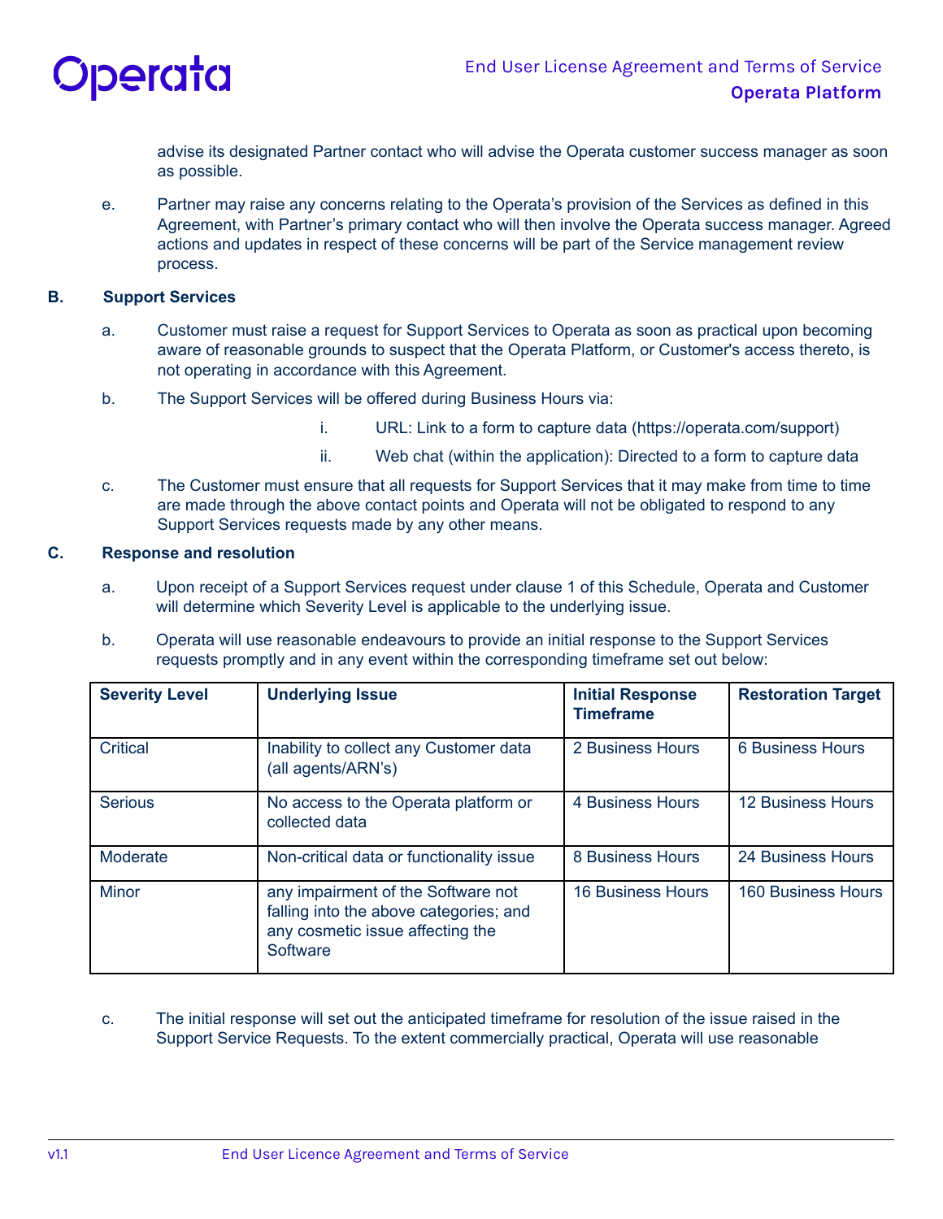advise its designated Partner contact who will advise the Operata customer success manager as soon as possible.

e. Partner may raise any concerns relating to the Operata's provision of the Services as defined in this Agreement, with Partner's primary contact who will then involve the Operata success manager. Agreed actions and updates in respect of these concerns will be part of the Service management review process.

**B. Support Services**

a. Customer must raise a request for Support Services to Operata as soon as practical upon becoming aware of reasonable grounds to suspect that the Operata Platform, or Customer's access thereto, is not operating in accordance with this Agreement.

b. The Support Services will be offered during Business Hours via:

   i. URL: Link to a form to capture data (https://operata.com/support)

   ii. Web chat (within the application): Directed to a form to capture data

c. The Customer must ensure that all requests for Support Services that it may make from time to time are made through the above contact points and Operata will not be obligated to respond to any Support Services requests made by any other means.

**C. Response and resolution**

a. Upon receipt of a Support Services request under clause 1 of this Schedule, Operata and Customer will determine which Severity Level is applicable to the underlying issue.

b. Operata will use reasonable endeavours to provide an initial response to the Support Services requests promptly and in any event within the corresponding timeframe set out below:

| Severity Level | Underlying Issue | Initial Response Timeframe | Restoration Target |
|---|---|---|---|
| Critical | Inability to collect any Customer data (all agents/ARN's) | 2 Business Hours | 6 Business Hours |
| Serious | No access to the Operata platform or collected data | 4 Business Hours | 12 Business Hours |
| Moderate | Non-critical data or functionality issue | 8 Business Hours | 24 Business Hours |
| Minor | any impairment of the Software not falling into the above categories; and any cosmetic issue affecting the Software | 16 Business Hours | 160 Business Hours |

c. The initial response will set out the anticipated timeframe for resolution of the issue raised in the Support Service Requests. To the extent commercially practical, Operata will use reasonable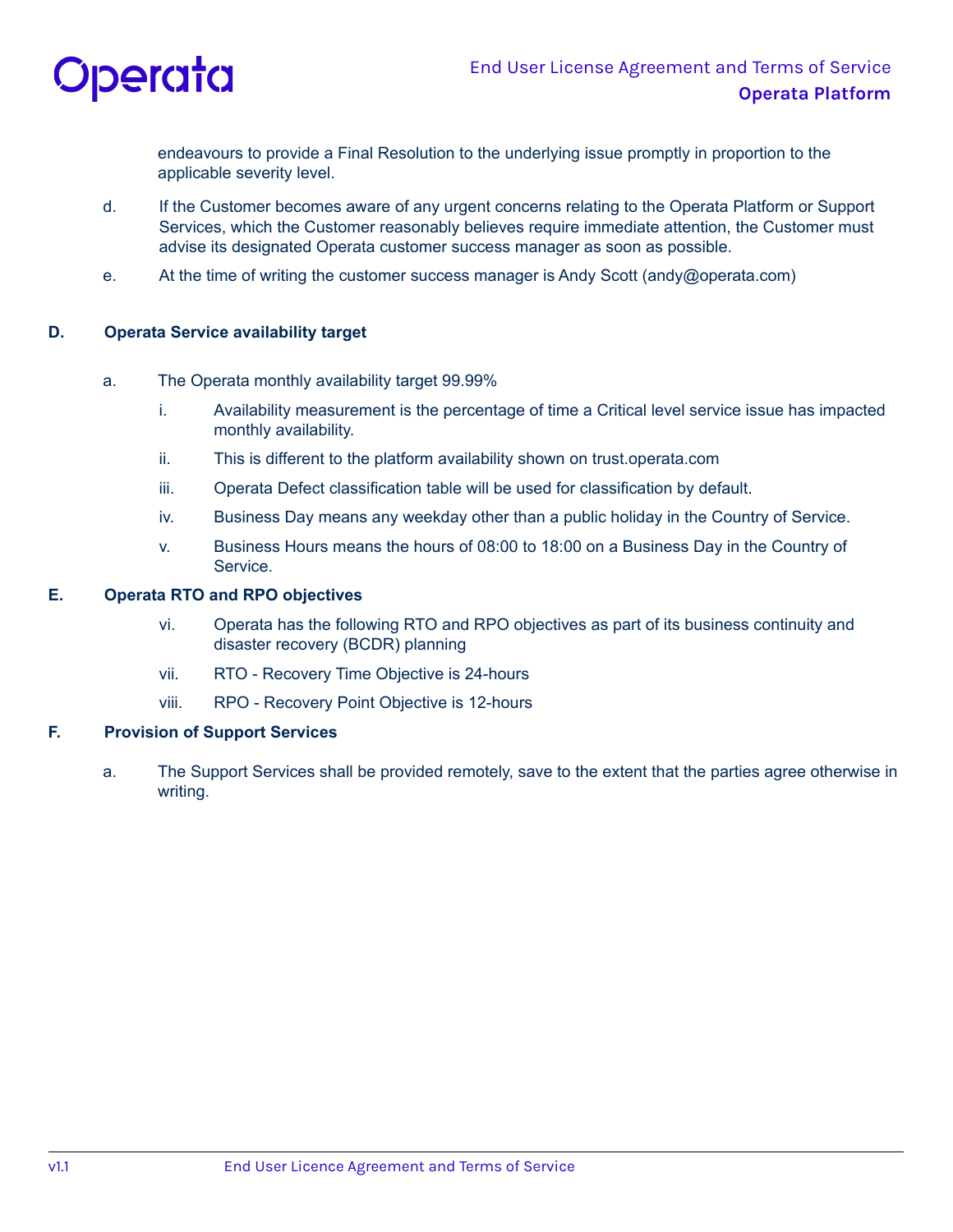endeavours to provide a Final Resolution to the underlying issue promptly in proportion to the applicable severity level.

d. If the Customer becomes aware of any urgent concerns relating to the Operata Platform or Support Services, which the Customer reasonably believes require immediate attention, the Customer must advise its designated Operata customer success manager as soon as possible.

e. At the time of writing the customer success manager is Andy Scott (andy@operata.com)

**D. Operata Service availability target**

a. The Operata monthly availability target 99.99%

i. Availability measurement is the percentage of time a Critical level service issue has impacted monthly availability.

ii. This is different to the platform availability shown on trust.operata.com

iii. Operata Defect classification table will be used for classification by default.

iv. Business Day means any weekday other than a public holiday in the Country of Service.

v. Business Hours means the hours of 08:00 to 18:00 on a Business Day in the Country of Service.

**E. Operata RTO and RPO objectives**

vi. Operata has the following RTO and RPO objectives as part of its business continuity and disaster recovery (BCDR) planning

vii. RTO - Recovery Time Objective is 24-hours

viii. RPO - Recovery Point Objective is 12-hours

**F. Provision of Support Services**

a. The Support Services shall be provided remotely, save to the extent that the parties agree otherwise in writing.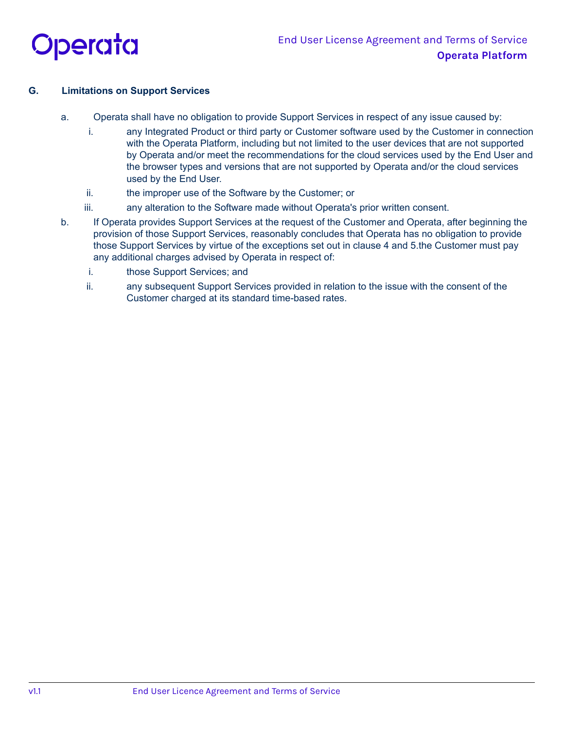### G. Limitations on Support Services

a. Operata shall have no obligation to provide Support Services in respect of any issue caused by:

   i. any Integrated Product or third party or Customer software used by the Customer in connection with the Operata Platform, including but not limited to the user devices that are not supported by Operata and/or meet the recommendations for the cloud services used by the End User and the browser types and versions that are not supported by Operata and/or the cloud services used by the End User.

   ii. the improper use of the Software by the Customer; or

   iii. any alteration to the Software made without Operata's prior written consent.

b. If Operata provides Support Services at the request of the Customer and Operata, after beginning the provision of those Support Services, reasonably concludes that Operata has no obligation to provide those Support Services by virtue of the exceptions set out in clause 4 and 5.the Customer must pay any additional charges advised by Operata in respect of:

   i. those Support Services; and

   ii. any subsequent Support Services provided in relation to the issue with the consent of the Customer charged at its standard time-based rates.